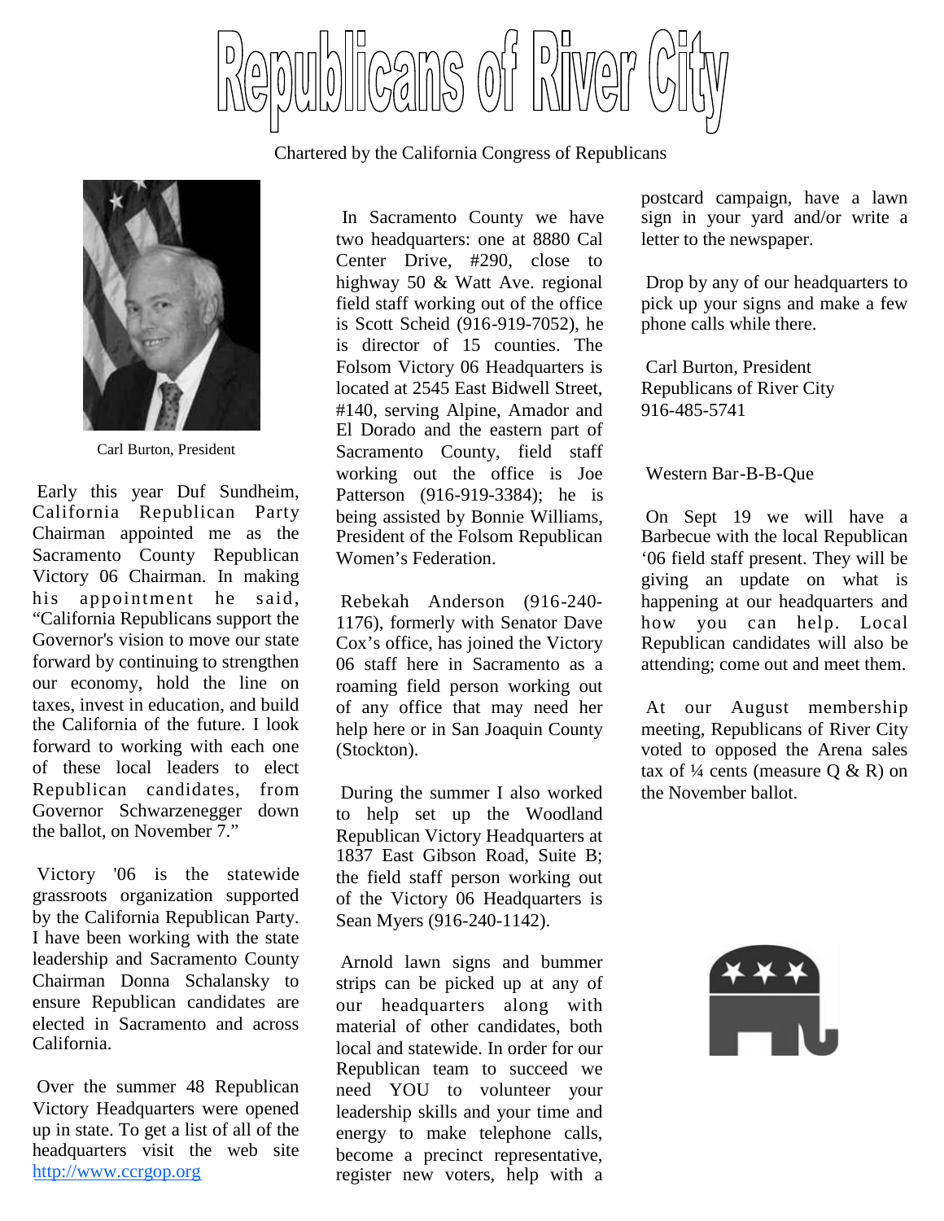# Republicans of River City

Chartered by the California Congress of Republicans

Carl Burton, President

Early this year Duf Sundheim, California Republican Party Chairman appointed me as the Sacramento County Republican Victory 06 Chairman. In making his appointment he said, "California Republicans support the Governor's vision to move our state forward by continuing to strengthen our economy, hold the line on taxes, invest in education, and build the California of the future. I look forward to working with each one of these local leaders to elect Republican candidates, from Governor Schwarzenegger down the ballot, on November 7."

Victory '06 is the statewide grassroots organization supported by the California Republican Party. I have been working with the state leadership and Sacramento County Chairman Donna Schalansky to ensure Republican candidates are elected in Sacramento and across California.

Over the summer 48 Republican Victory Headquarters were opened up in state. To get a list of all of the headquarters visit the web site [http://www.ccrgop.org](http://www.ccrgop.org)

In Sacramento County we have two headquarters: one at 8880 Cal Center Drive, #290, close to highway 50 & Watt Ave. regional field staff working out of the office is Scott Scheid (916-919-7052), he is director of 15 counties. The Folsom Victory 06 Headquarters is located at 2545 East Bidwell Street, #140, serving Alpine, Amador and El Dorado and the eastern part of Sacramento County, field staff working out the office is Joe Patterson (916-919-3384); he is being assisted by Bonnie Williams, President of the Folsom Republican Women's Federation.

Rebekah Anderson (916-240-1176), formerly with Senator Dave Cox's office, has joined the Victory 06 staff here in Sacramento as a roaming field person working out of any office that may need her help here or in San Joaquin County (Stockton).

During the summer I also worked to help set up the Woodland Republican Victory Headquarters at 1837 East Gibson Road, Suite B; the field staff person working out of the Victory 06 Headquarters is Sean Myers (916-240-1142).

Arnold lawn signs and bummer strips can be picked up at any of our headquarters along with material of other candidates, both local and statewide. In order for our Republican team to succeed we need YOU to volunteer your leadership skills and your time and energy to make telephone calls, become a precinct representative, register new voters, help with a postcard campaign, have a lawn sign in your yard and/or write a letter to the newspaper.

Drop by any of our headquarters to pick up your signs and make a few phone calls while there.

Carl Burton, President
Republicans of River City
916-485-5741

Western Bar-B-B-Que

On Sept 19 we will have a Barbecue with the local Republican '06 field staff present. They will be giving an update on what is happening at our headquarters and how you can help. Local Republican candidates will also be attending; come out and meet them.

At our August membership meeting, Republicans of River City voted to opposed the Arena sales tax of ¼ cents (measure Q & R) on the November ballot.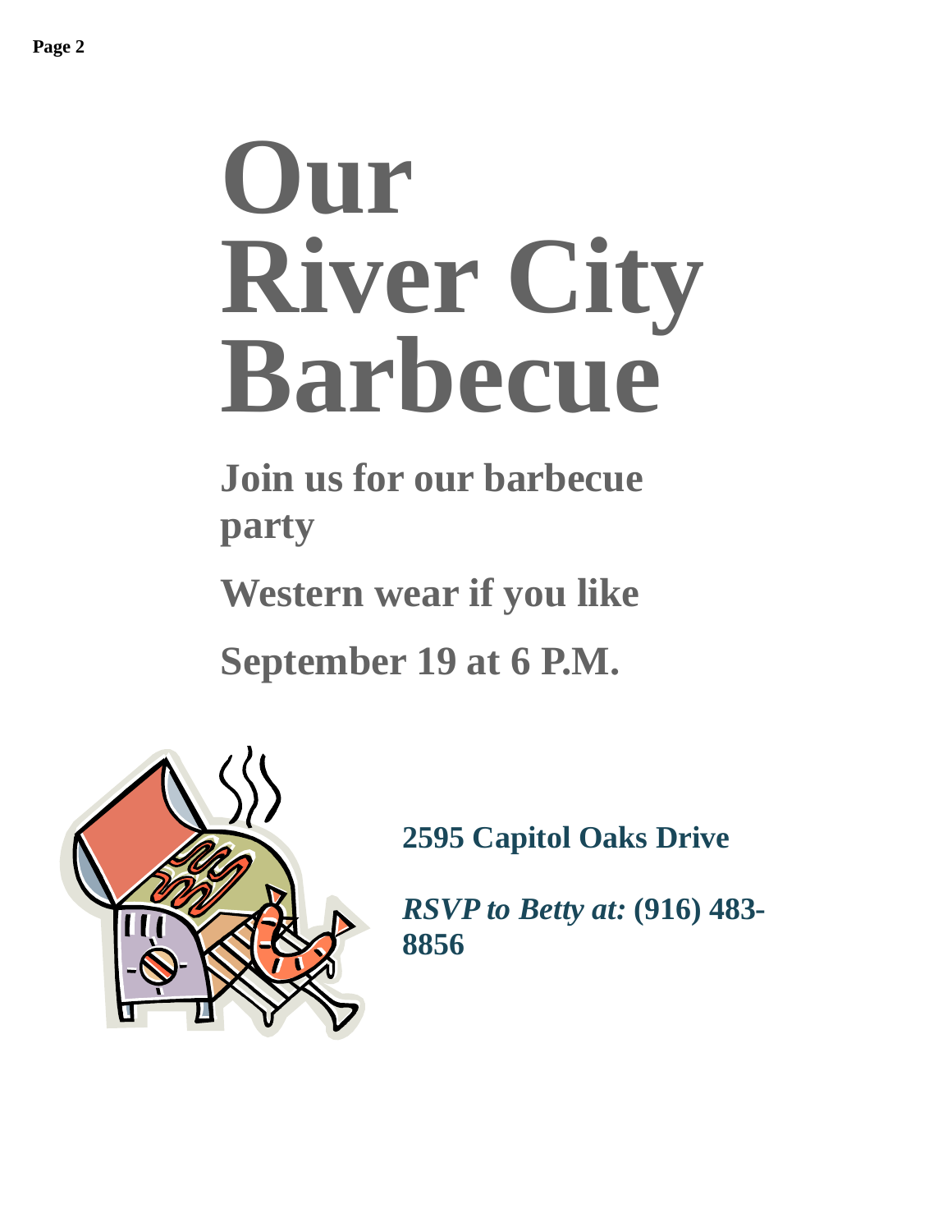# Our River City Barbecue

**Join us for our barbecue party**

**Western wear if you like**

**September 19 at 6 P.M.**

**2595 Capitol Oaks Drive**

***RSVP to Betty at:*** **(916) 483-8856**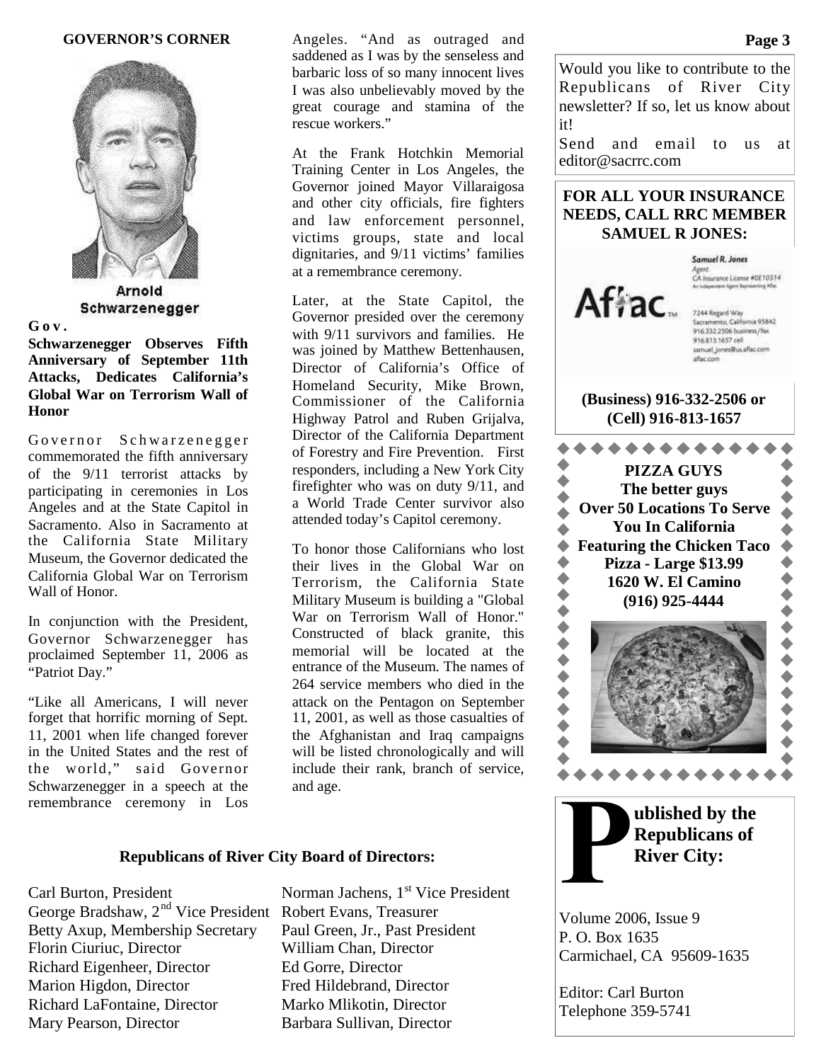## GOVERNOR'S CORNER

Arnold Schwarzenegger

**Gov. Schwarzenegger Observes Fifth Anniversary of September 11th Attacks, Dedicates California's Global War on Terrorism Wall of Honor**

Governor Schwarzenegger commemorated the fifth anniversary of the 9/11 terrorist attacks by participating in ceremonies in Los Angeles and at the State Capitol in Sacramento. Also in Sacramento at the California State Military Museum, the Governor dedicated the California Global War on Terrorism Wall of Honor.

In conjunction with the President, Governor Schwarzenegger has proclaimed September 11, 2006 as "Patriot Day."

"Like all Americans, I will never forget that horrific morning of Sept. 11, 2001 when life changed forever in the United States and the rest of the world," said Governor Schwarzenegger in a speech at the remembrance ceremony in Los Angeles. "And as outraged and saddened as I was by the senseless and barbaric loss of so many innocent lives I was also unbelievably moved by the great courage and stamina of the rescue workers."

At the Frank Hotchkin Memorial Training Center in Los Angeles, the Governor joined Mayor Villaraigosa and other city officials, fire fighters and law enforcement personnel, victims groups, state and local dignitaries, and 9/11 victims' families at a remembrance ceremony.

Later, at the State Capitol, the Governor presided over the ceremony with 9/11 survivors and families. He was joined by Matthew Bettenhausen, Director of California's Office of Homeland Security, Mike Brown, Commissioner of the California Highway Patrol and Ruben Grijalva, Director of the California Department of Forestry and Fire Prevention. First responders, including a New York City firefighter who was on duty 9/11, and a World Trade Center survivor also attended today's Capitol ceremony.

To honor those Californians who lost their lives in the Global War on Terrorism, the California State Military Museum is building a "Global War on Terrorism Wall of Honor." Constructed of black granite, this memorial will be located at the entrance of the Museum. The names of 264 service members who died in the attack on the Pentagon on September 11, 2001, as well as those casualties of the Afghanistan and Iraq campaigns will be listed chronologically and will include their rank, branch of service, and age.

Would you like to contribute to the Republicans of River City newsletter? If so, let us know about it!
Send and email to us at editor@sacrrc.com

**FOR ALL YOUR INSURANCE NEEDS, CALL RRC MEMBER SAMUEL R JONES:**

Aflac

*Samuel R. Jones*
Agent
CA Insurance License #0E10314
An Independent Agent Representing Aflac

7244 Regard Way
Sacramento, California 95842
916.332.2506 business/fax
916.813.1657 cell
samuel_jones@us.aflac.com
aflac.com

**(Business) 916-332-2506 or (Cell) 916-813-1657**

**PIZZA GUYS**
**The better guys**
**Over 50 Locations To Serve You In California**
**Featuring the Chicken Taco Pizza - Large $13.99**
**1620 W. El Camino**
**(916) 925-4444**

### Republicans of River City Board of Directors:

Carl Burton, President
Norman Jachens, 1st Vice President
George Bradshaw, 2nd Vice President
Robert Evans, Treasurer
Betty Axup, Membership Secretary
Paul Green, Jr., Past President
Florin Ciuriuc, Director
William Chan, Director
Richard Eigenheer, Director
Ed Gorre, Director
Marion Higdon, Director
Fred Hildebrand, Director
Richard LaFontaine, Director
Marko Mlikotin, Director
Mary Pearson, Director
Barbara Sullivan, Director

**Published by the Republicans of River City:**

Volume 2006, Issue 9
P. O. Box 1635
Carmichael, CA 95609-1635

Editor: Carl Burton
Telephone 359-5741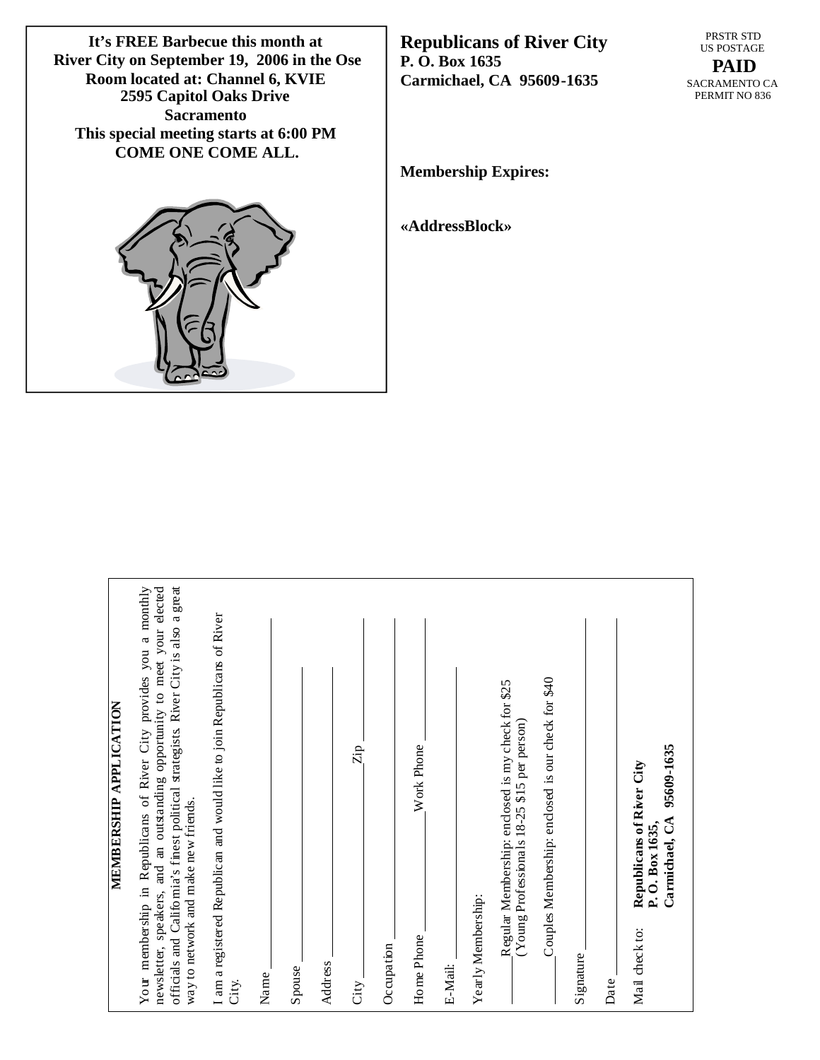**It's FREE Barbecue this month at River City on September 19, 2006 in the Ose Room located at: Channel 6, KVIE 2595 Capitol Oaks Drive Sacramento**

**This special meeting starts at 6:00 PM**

**COME ONE COME ALL.**

**Republicans of River City**
**P. O. Box 1635**
**Carmichael, CA 95609-1635**

PRSTR STD
US POSTAGE
**PAID**
SACRAMENTO CA
PERMIT NO 836

**Membership Expires:**

**«AddressBlock»**

**MEMBERSHIP APPLICATION**

Your membership in Republicans of River City provides you a monthly newsletter, speakers, and an outstanding opportunity to meet your elected officials and California's finest political strategists. River City is also a great way to network and make new friends.

I am a registered Republican and would like to join Republicans of River City.

Name ____________________

Spouse ____________________

Address ____________________

City ____________ Zip ________

Occupation ____________________

Home Phone ____________ Work Phone ____________

E-Mail: ____________________

Yearly Membership:

____ Regular Membership: enclosed is my check for $25 (Young Professionals 18-25 $15 per person)

____ Couples Membership: enclosed is our check for $40

Signature ____________________

Date ____________________

Mail check to: **Republicans of River City**
**P. O. Box 1635,**
**Carmichael, CA 95609-1635**